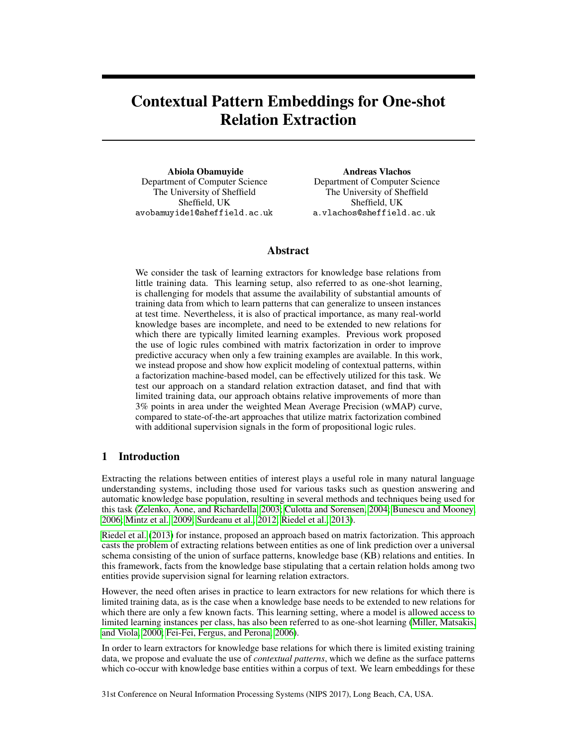# Contextual Pattern Embeddings for One-shot Relation Extraction

**Abiola Obamuyide**
Department of Computer Science
The University of Sheffield
Sheffield, UK
`avobamuyide1@sheffield.ac.uk`

**Andreas Vlachos**
Department of Computer Science
The University of Sheffield
Sheffield, UK
`a.vlachos@sheffield.ac.uk`

## Abstract

We consider the task of learning extractors for knowledge base relations from little training data. This learning setup, also referred to as one-shot learning, is challenging for models that assume the availability of substantial amounts of training data from which to learn patterns that can generalize to unseen instances at test time. Nevertheless, it is also of practical importance, as many real-world knowledge bases are incomplete, and need to be extended to new relations for which there are typically limited learning examples. Previous work proposed the use of logic rules combined with matrix factorization in order to improve predictive accuracy when only a few training examples are available. In this work, we instead propose and show how explicit modeling of contextual patterns, within a factorization machine-based model, can be effectively utilized for this task. We test our approach on a standard relation extraction dataset, and find that with limited training data, our approach obtains relative improvements of more than 3% points in area under the weighted Mean Average Precision (wMAP) curve, compared to state-of-the-art approaches that utilize matrix factorization combined with additional supervision signals in the form of propositional logic rules.

## 1 Introduction

Extracting the relations between entities of interest plays a useful role in many natural language understanding systems, including those used for various tasks such as question answering and automatic knowledge base population, resulting in several methods and techniques being used for this task (Zelenko, Aone, and Richardella, 2003; Culotta and Sorensen, 2004; Bunescu and Mooney, 2006; Mintz et al., 2009; Surdeanu et al., 2012; Riedel et al., 2013).

Riedel et al. (2013) for instance, proposed an approach based on matrix factorization. This approach casts the problem of extracting relations between entities as one of link prediction over a universal schema consisting of the union of surface patterns, knowledge base (KB) relations and entities. In this framework, facts from the knowledge base stipulating that a certain relation holds among two entities provide supervision signal for learning relation extractors.

However, the need often arises in practice to learn extractors for new relations for which there is limited training data, as is the case when a knowledge base needs to be extended to new relations for which there are only a few known facts. This learning setting, where a model is allowed access to limited learning instances per class, has also been referred to as one-shot learning (Miller, Matsakis, and Viola, 2000; Fei-Fei, Fergus, and Perona, 2006).

In order to learn extractors for knowledge base relations for which there is limited existing training data, we propose and evaluate the use of *contextual patterns*, which we define as the surface patterns which co-occur with knowledge base entities within a corpus of text. We learn embeddings for these

31st Conference on Neural Information Processing Systems (NIPS 2017), Long Beach, CA, USA.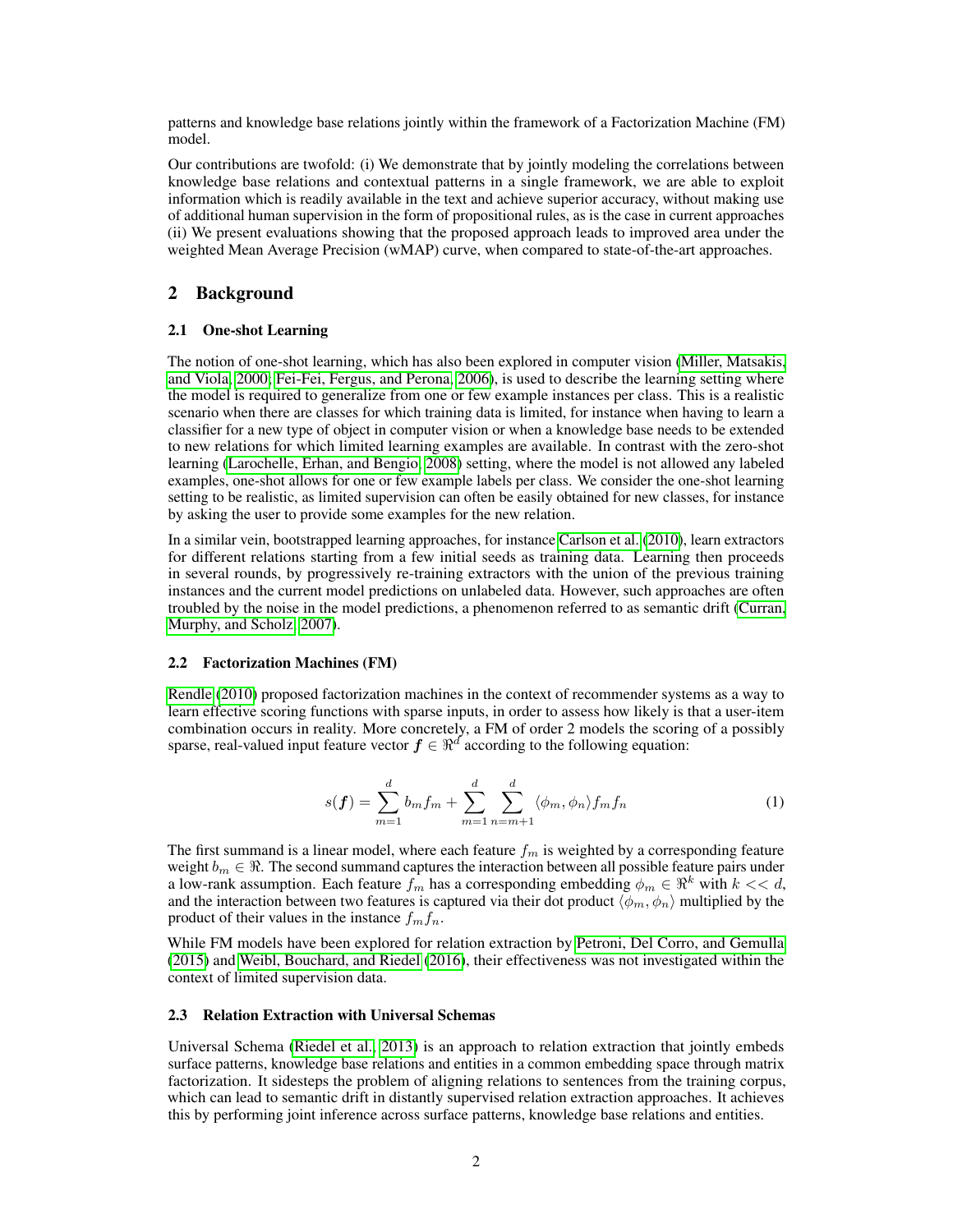patterns and knowledge base relations jointly within the framework of a Factorization Machine (FM) model.

Our contributions are twofold: (i) We demonstrate that by jointly modeling the correlations between knowledge base relations and contextual patterns in a single framework, we are able to exploit information which is readily available in the text and achieve superior accuracy, without making use of additional human supervision in the form of propositional rules, as is the case in current approaches (ii) We present evaluations showing that the proposed approach leads to improved area under the weighted Mean Average Precision (wMAP) curve, when compared to state-of-the-art approaches.

## 2 Background

### 2.1 One-shot Learning

The notion of one-shot learning, which has also been explored in computer vision (Miller, Matsakis, and Viola, 2000; Fei-Fei, Fergus, and Perona, 2006), is used to describe the learning setting where the model is required to generalize from one or few example instances per class. This is a realistic scenario when there are classes for which training data is limited, for instance when having to learn a classifier for a new type of object in computer vision or when a knowledge base needs to be extended to new relations for which limited learning examples are available. In contrast with the zero-shot learning (Larochelle, Erhan, and Bengio, 2008) setting, where the model is not allowed any labeled examples, one-shot allows for one or few example labels per class. We consider the one-shot learning setting to be realistic, as limited supervision can often be easily obtained for new classes, for instance by asking the user to provide some examples for the new relation.

In a similar vein, bootstrapped learning approaches, for instance Carlson et al. (2010), learn extractors for different relations starting from a few initial seeds as training data. Learning then proceeds in several rounds, by progressively re-training extractors with the union of the previous training instances and the current model predictions on unlabeled data. However, such approaches are often troubled by the noise in the model predictions, a phenomenon referred to as semantic drift (Curran, Murphy, and Scholz, 2007).

### 2.2 Factorization Machines (FM)

Rendle (2010) proposed factorization machines in the context of recommender systems as a way to learn effective scoring functions with sparse inputs, in order to assess how likely is that a user-item combination occurs in reality. More concretely, a FM of order 2 models the scoring of a possibly sparse, real-valued input feature vector $\boldsymbol{f} \in \Re^d$ according to the following equation:

$$s(\boldsymbol{f}) = \sum_{m=1}^{d} b_m f_m + \sum_{m=1}^{d} \sum_{n=m+1}^{d} \langle \phi_m, \phi_n \rangle f_m f_n \tag{1}$$

The first summand is a linear model, where each feature $f_m$ is weighted by a corresponding feature weight $b_m \in \Re$. The second summand captures the interaction between all possible feature pairs under a low-rank assumption. Each feature $f_m$ has a corresponding embedding $\phi_m \in \Re^k$ with $k << d$, and the interaction between two features is captured via their dot product $\langle \phi_m, \phi_n \rangle$ multiplied by the product of their values in the instance $f_m f_n$.

While FM models have been explored for relation extraction by Petroni, Del Corro, and Gemulla (2015) and Weibl, Bouchard, and Riedel (2016), their effectiveness was not investigated within the context of limited supervision data.

### 2.3 Relation Extraction with Universal Schemas

Universal Schema (Riedel et al., 2013) is an approach to relation extraction that jointly embeds surface patterns, knowledge base relations and entities in a common embedding space through matrix factorization. It sidesteps the problem of aligning relations to sentences from the training corpus, which can lead to semantic drift in distantly supervised relation extraction approaches. It achieves this by performing joint inference across surface patterns, knowledge base relations and entities.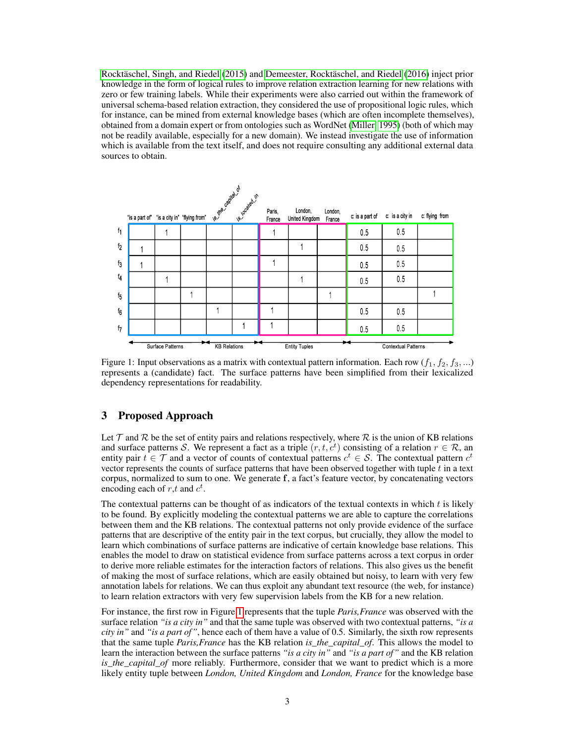Rocktäschel, Singh, and Riedel (2015) and Demeester, Rocktäschel, and Riedel (2016) inject prior knowledge in the form of logical rules to improve relation extraction learning for new relations with zero or few training labels. While their experiments were also carried out within the framework of universal schema-based relation extraction, they considered the use of propositional logic rules, which for instance, can be mined from external knowledge bases (which are often incomplete themselves), obtained from a domain expert or from ontologies such as WordNet (Miller 1995) (both of which may not be readily available, especially for a new domain). We instead investigate the use of information which is available from the text itself, and does not require consulting any additional external data sources to obtain.

| | Surface Patterns | | | KB Relations | | Entity Tuples | | | Contextual Patterns | | |
|---|---|---|---|---|---|---|---|---|---|---|---|
| | "is a part of" | "is a city in" | "flying from" | is_the_capital_of | is_located_in | Paris, France | London, United Kingdom | London, France | c: is a part of | c: is a city in | c: flying from |
| $f_1$ | | 1 | | | | 1 | | | 0.5 | 0.5 | |
| $f_2$ | 1 | | | | | | 1 | | 0.5 | 0.5 | |
| $f_3$ | 1 | | | | | 1 | | | 0.5 | 0.5 | |
| $f_4$ | | 1 | | | | | 1 | | 0.5 | 0.5 | |
| $f_5$ | | | 1 | | | | | 1 | | | 1 |
| $f_6$ | | | | 1 | | 1 | | | 0.5 | 0.5 | |
| $f_7$ | | | | | 1 | 1 | | | 0.5 | 0.5 | |

Figure 1: Input observations as a matrix with contextual pattern information. Each row ($f_1, f_2, f_3, ...$) represents a (candidate) fact. The surface patterns have been simplified from their lexicalized dependency representations for readability.

## 3 Proposed Approach

Let $\mathcal{T}$ and $\mathcal{R}$ be the set of entity pairs and relations respectively, where $\mathcal{R}$ is the union of KB relations and surface patterns $\mathcal{S}$. We represent a fact as a triple $(r, t, c^t)$ consisting of a relation $r \in \mathcal{R}$, an entity pair $t \in \mathcal{T}$ and a vector of counts of contextual patterns $c^t \in \mathcal{S}$. The contextual pattern $c^t$ vector represents the counts of surface patterns that have been observed together with tuple $t$ in a text corpus, normalized to sum to one. We generate $\mathbf{f}$, a fact's feature vector, by concatenating vectors encoding each of $r$,$t$ and $c^t$.

The contextual patterns can be thought of as indicators of the textual contexts in which $t$ is likely to be found. By explicitly modeling the contextual patterns we are able to capture the correlations between them and the KB relations. The contextual patterns not only provide evidence of the surface patterns that are descriptive of the entity pair in the text corpus, but crucially, they allow the model to learn which combinations of surface patterns are indicative of certain knowledge base relations. This enables the model to draw on statistical evidence from surface patterns across a text corpus in order to derive more reliable estimates for the interaction factors of relations. This also gives us the benefit of making the most of surface relations, which are easily obtained but noisy, to learn with very few annotation labels for relations. We can thus exploit any abundant text resource (the web, for instance) to learn relation extractors with very few supervision labels from the KB for a new relation.

For instance, the first row in Figure 1 represents that the tuple *Paris,France* was observed with the surface relation *"is a city in"* and that the same tuple was observed with two contextual patterns, *"is a city in"* and *"is a part of"*, hence each of them have a value of 0.5. Similarly, the sixth row represents that the same tuple *Paris,France* has the KB relation *is_the_capital_of*. This allows the model to learn the interaction between the surface patterns *"is a city in"* and *"is a part of"* and the KB relation *is_the_capital_of* more reliably. Furthermore, consider that we want to predict which is a more likely entity tuple between *London, United Kingdom* and *London, France* for the knowledge base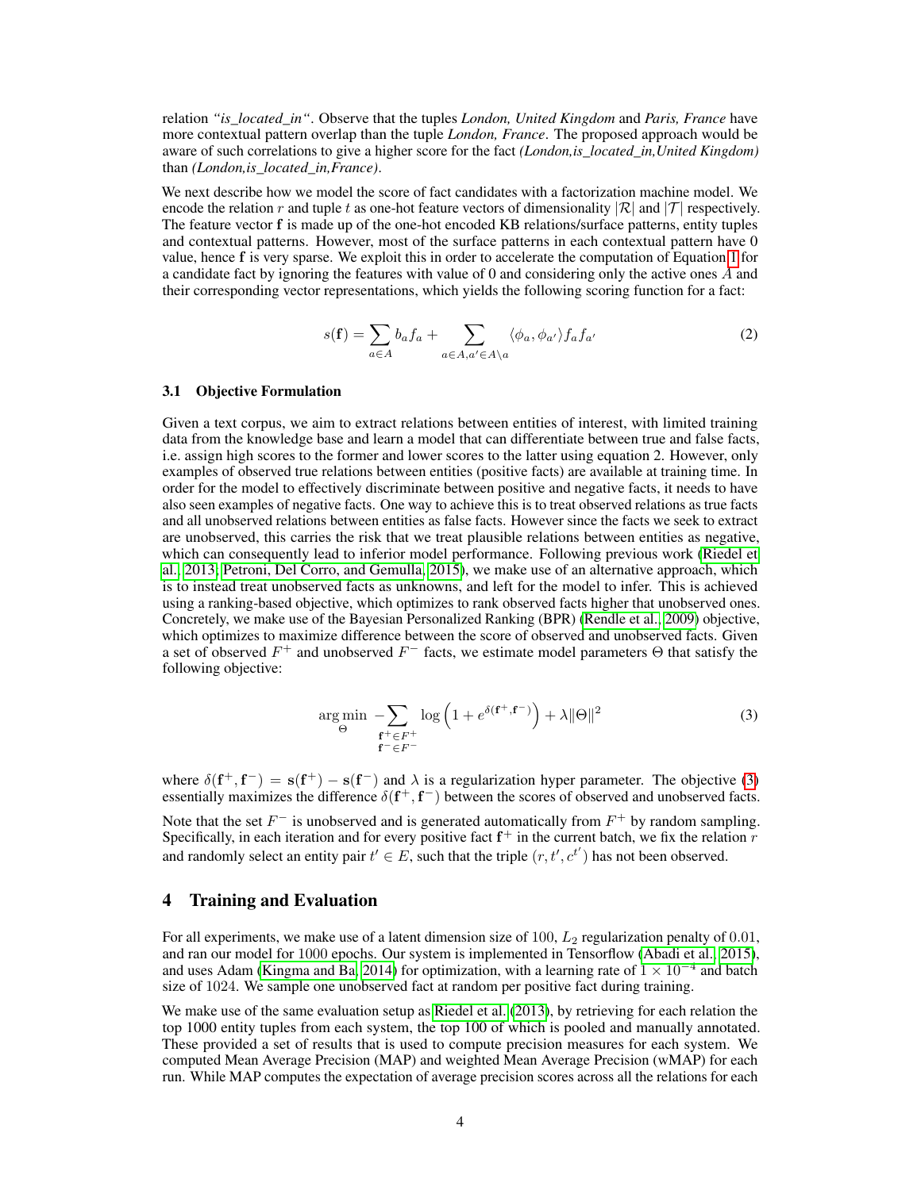relation *"is_located_in"*. Observe that the tuples *London, United Kingdom* and *Paris, France* have more contextual pattern overlap than the tuple *London, France*. The proposed approach would be aware of such correlations to give a higher score for the fact *(London,is_located_in,United Kingdom)* than *(London,is_located_in,France)*.

We next describe how we model the score of fact candidates with a factorization machine model. We encode the relation $r$ and tuple $t$ as one-hot feature vectors of dimensionality $|\mathcal{R}|$ and $|\mathcal{T}|$ respectively. The feature vector $\mathbf{f}$ is made up of the one-hot encoded KB relations/surface patterns, entity tuples and contextual patterns. However, most of the surface patterns in each contextual pattern have 0 value, hence $\mathbf{f}$ is very sparse. We exploit this in order to accelerate the computation of Equation 1 for a candidate fact by ignoring the features with value of 0 and considering only the active ones $A$ and their corresponding vector representations, which yields the following scoring function for a fact:

$$s(\mathbf{f}) = \sum_{a \in A} b_a f_a + \sum_{a \in A, a' \in A \setminus a} \langle \phi_a, \phi_{a'} \rangle f_a f_{a'} \tag{2}$$

### 3.1 Objective Formulation

Given a text corpus, we aim to extract relations between entities of interest, with limited training data from the knowledge base and learn a model that can differentiate between true and false facts, i.e. assign high scores to the former and lower scores to the latter using equation 2. However, only examples of observed true relations between entities (positive facts) are available at training time. In order for the model to effectively discriminate between positive and negative facts, it needs to have also seen examples of negative facts. One way to achieve this is to treat observed relations as true facts and all unobserved relations between entities as false facts. However since the facts we seek to extract are unobserved, this carries the risk that we treat plausible relations between entities as negative, which can consequently lead to inferior model performance. Following previous work (Riedel et al. 2013; Petroni, Del Corro, and Gemulla 2015), we make use of an alternative approach, which is to instead treat unobserved facts as unknowns, and left for the model to infer. This is achieved using a ranking-based objective, which optimizes to rank observed facts higher that unobserved ones. Concretely, we make use of the Bayesian Personalized Ranking (BPR) (Rendle et al. 2009) objective, which optimizes to maximize difference between the score of observed and unobserved facts. Given a set of observed $F^+$ and unobserved $F^-$ facts, we estimate model parameters $\Theta$ that satisfy the following objective:

$$\arg\min_{\Theta} -\sum_{\substack{\mathbf{f}^+ \in F^+ \\ \mathbf{f}^- \in F^-}} \log\left(1 + e^{\delta(\mathbf{f}^+, \mathbf{f}^-)}\right) + \lambda \|\Theta\|^2 \tag{3}$$

where $\delta(\mathbf{f}^+, \mathbf{f}^-) = \mathbf{s}(\mathbf{f}^+) - \mathbf{s}(\mathbf{f}^-)$ and $\lambda$ is a regularization hyper parameter. The objective (3) essentially maximizes the difference $\delta(\mathbf{f}^+, \mathbf{f}^-)$ between the scores of observed and unobserved facts.

Note that the set $F^-$ is unobserved and is generated automatically from $F^+$ by random sampling. Specifically, in each iteration and for every positive fact $\mathbf{f}^+$ in the current batch, we fix the relation $r$ and randomly select an entity pair $t' \in E$, such that the triple $(r, t', c^{t'})$ has not been observed.

## 4 Training and Evaluation

For all experiments, we make use of a latent dimension size of 100, $L_2$ regularization penalty of 0.01, and ran our model for 1000 epochs. Our system is implemented in Tensorflow (Abadi et al. 2015), and uses Adam (Kingma and Ba 2014) for optimization, with a learning rate of $1 \times 10^{-4}$ and batch size of 1024. We sample one unobserved fact at random per positive fact during training.

We make use of the same evaluation setup as Riedel et al. (2013), by retrieving for each relation the top 1000 entity tuples from each system, the top 100 of which is pooled and manually annotated. These provided a set of results that is used to compute precision measures for each system. We computed Mean Average Precision (MAP) and weighted Mean Average Precision (wMAP) for each run. While MAP computes the expectation of average precision scores across all the relations for each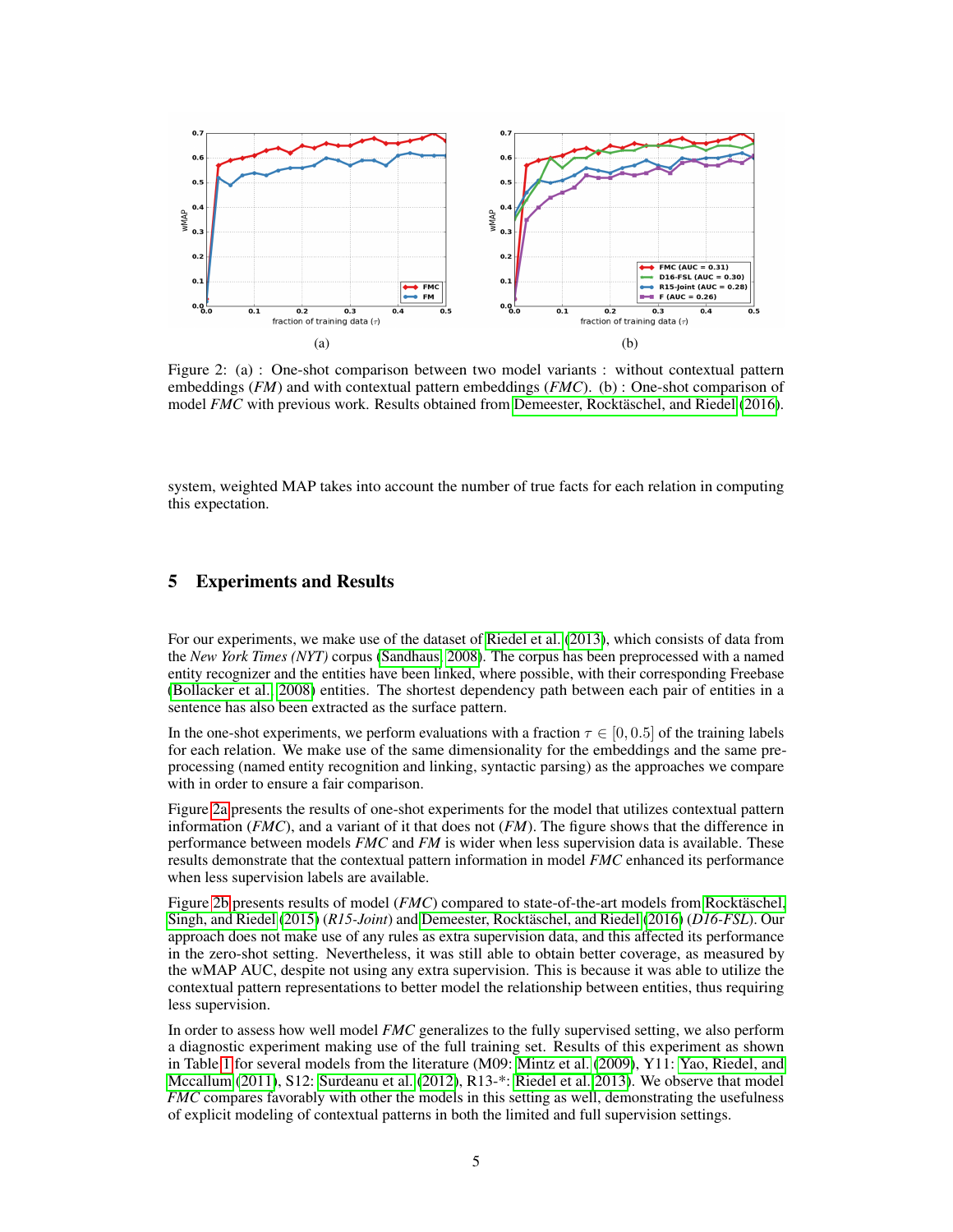Figure 2: (a) : One-shot comparison between two model variants : without contextual pattern embeddings (*FM*) and with contextual pattern embeddings (*FMC*). (b) : One-shot comparison of model *FMC* with previous work. Results obtained from Demeester, Rocktäschel, and Riedel (2016).

system, weighted MAP takes into account the number of true facts for each relation in computing this expectation.

## 5 Experiments and Results

For our experiments, we make use of the dataset of Riedel et al. (2013), which consists of data from the *New York Times (NYT)* corpus (Sandhaus, 2008). The corpus has been preprocessed with a named entity recognizer and the entities have been linked, where possible, with their corresponding Freebase (Bollacker et al., 2008) entities. The shortest dependency path between each pair of entities in a sentence has also been extracted as the surface pattern.

In the one-shot experiments, we perform evaluations with a fraction $\tau \in [0, 0.5]$ of the training labels for each relation. We make use of the same dimensionality for the embeddings and the same pre-processing (named entity recognition and linking, syntactic parsing) as the approaches we compare with in order to ensure a fair comparison.

Figure 2a presents the results of one-shot experiments for the model that utilizes contextual pattern information (*FMC*), and a variant of it that does not (*FM*). The figure shows that the difference in performance between models *FMC* and *FM* is wider when less supervision data is available. These results demonstrate that the contextual pattern information in model *FMC* enhanced its performance when less supervision labels are available.

Figure 2b presents results of model (*FMC*) compared to state-of-the-art models from Rocktäschel, Singh, and Riedel (2015) (*R15-Joint*) and Demeester, Rocktäschel, and Riedel (2016) (*D16-FSL*). Our approach does not make use of any rules as extra supervision data, and this affected its performance in the zero-shot setting. Nevertheless, it was still able to obtain better coverage, as measured by the wMAP AUC, despite not using any extra supervision. This is because it was able to utilize the contextual pattern representations to better model the relationship between entities, thus requiring less supervision.

In order to assess how well model *FMC* generalizes to the fully supervised setting, we also perform a diagnostic experiment making use of the full training set. Results of this experiment as shown in Table 1 for several models from the literature (M09: Mintz et al. (2009), Y11: Yao, Riedel, and Mccallum (2011), S12: Surdeanu et al. (2012), R13-*: Riedel et al. 2013). We observe that model *FMC* compares favorably with other the models in this setting as well, demonstrating the usefulness of explicit modeling of contextual patterns in both the limited and full supervision settings.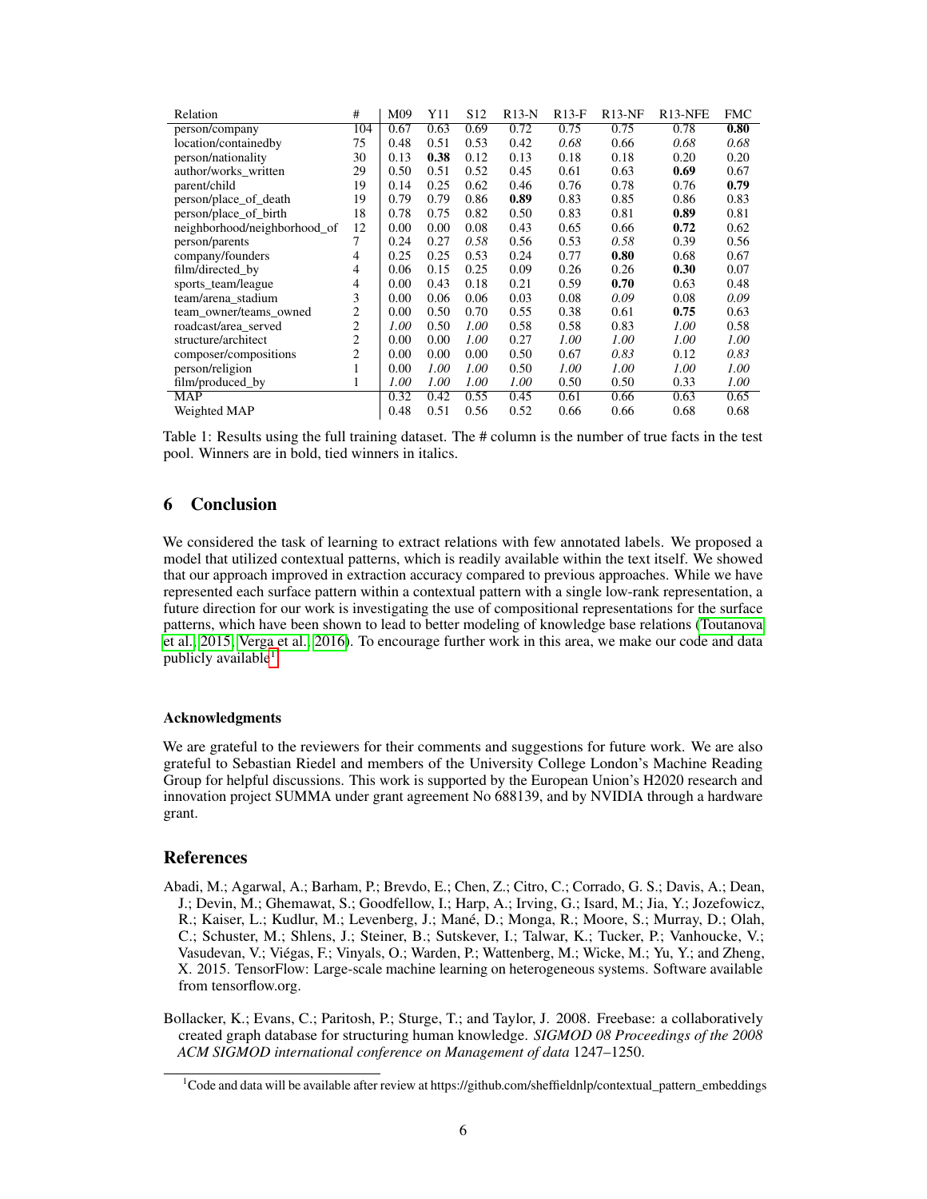| Relation | # | M09 | Y11 | S12 | R13-N | R13-F | R13-NF | R13-NFE | FMC |
|---|---|---|---|---|---|---|---|---|---|
| person/company | 104 | 0.67 | 0.63 | 0.69 | 0.72 | 0.75 | 0.75 | 0.78 | **0.80** |
| location/containedby | 75 | 0.48 | 0.51 | 0.53 | 0.42 | *0.68* | 0.66 | *0.68* | *0.68* |
| person/nationality | 30 | 0.13 | **0.38** | 0.12 | 0.13 | 0.18 | 0.18 | 0.20 | 0.20 |
| author/works_written | 29 | 0.50 | 0.51 | 0.52 | 0.45 | 0.61 | 0.63 | **0.69** | 0.67 |
| parent/child | 19 | 0.14 | 0.25 | 0.62 | 0.46 | 0.76 | 0.78 | 0.76 | **0.79** |
| person/place_of_death | 19 | 0.79 | 0.79 | 0.86 | **0.89** | 0.83 | 0.85 | 0.86 | 0.83 |
| person/place_of_birth | 18 | 0.78 | 0.75 | 0.82 | 0.50 | 0.83 | 0.81 | **0.89** | 0.81 |
| neighborhood/neighborhood_of | 12 | 0.00 | 0.00 | 0.08 | 0.43 | 0.65 | 0.66 | **0.72** | 0.62 |
| person/parents | 7 | 0.24 | 0.27 | *0.58* | 0.56 | 0.53 | *0.58* | 0.39 | 0.56 |
| company/founders | 4 | 0.25 | 0.25 | 0.53 | 0.24 | 0.77 | **0.80** | 0.68 | 0.67 |
| film/directed_by | 4 | 0.06 | 0.15 | 0.25 | 0.09 | 0.26 | 0.26 | **0.30** | 0.07 |
| sports_team/league | 4 | 0.00 | 0.43 | 0.18 | 0.21 | 0.59 | **0.70** | 0.63 | 0.48 |
| team/arena_stadium | 3 | 0.00 | 0.06 | 0.06 | 0.03 | 0.08 | *0.09* | 0.08 | *0.09* |
| team_owner/teams_owned | 2 | 0.00 | 0.50 | 0.70 | 0.55 | 0.38 | 0.61 | **0.75** | 0.63 |
| roadcast/area_served | 2 | *1.00* | 0.50 | *1.00* | 0.58 | 0.58 | 0.83 | *1.00* | 0.58 |
| structure/architect | 2 | 0.00 | 0.00 | *1.00* | 0.27 | *1.00* | *1.00* | *1.00* | *1.00* |
| composer/compositions | 2 | 0.00 | 0.00 | 0.00 | 0.50 | 0.67 | *0.83* | 0.12 | *0.83* |
| person/religion | 1 | 0.00 | *1.00* | *1.00* | 0.50 | *1.00* | *1.00* | *1.00* | *1.00* |
| film/produced_by | 1 | *1.00* | *1.00* | *1.00* | *1.00* | 0.50 | 0.50 | 0.33 | *1.00* |
| MAP | | 0.32 | 0.42 | 0.55 | 0.45 | 0.61 | 0.66 | 0.63 | 0.65 |
| Weighted MAP | | 0.48 | 0.51 | 0.56 | 0.52 | 0.66 | 0.66 | 0.68 | 0.68 |

Table 1: Results using the full training dataset. The # column is the number of true facts in the test pool. Winners are in bold, tied winners in italics.

## 6 Conclusion

We considered the task of learning to extract relations with few annotated labels. We proposed a model that utilized contextual patterns, which is readily available within the text itself. We showed that our approach improved in extraction accuracy compared to previous approaches. While we have represented each surface pattern within a contextual pattern with a single low-rank representation, a future direction for our work is investigating the use of compositional representations for the surface patterns, which have been shown to lead to better modeling of knowledge base relations (Toutanova et al., 2015; Verga et al., 2016). To encourage further work in this area, we make our code and data publicly available[1].

### Acknowledgments

We are grateful to the reviewers for their comments and suggestions for future work. We are also grateful to Sebastian Riedel and members of the University College London's Machine Reading Group for helpful discussions. This work is supported by the European Union's H2020 research and innovation project SUMMA under grant agreement No 688139, and by NVIDIA through a hardware grant.

## References

Abadi, M.; Agarwal, A.; Barham, P.; Brevdo, E.; Chen, Z.; Citro, C.; Corrado, G. S.; Davis, A.; Dean, J.; Devin, M.; Ghemawat, S.; Goodfellow, I.; Harp, A.; Irving, G.; Isard, M.; Jia, Y.; Jozefowicz, R.; Kaiser, L.; Kudlur, M.; Levenberg, J.; Mané, D.; Monga, R.; Moore, S.; Murray, D.; Olah, C.; Schuster, M.; Shlens, J.; Steiner, B.; Sutskever, I.; Talwar, K.; Tucker, P.; Vanhoucke, V.; Vasudevan, V.; Viégas, F.; Vinyals, O.; Warden, P.; Wattenberg, M.; Wicke, M.; Yu, Y.; and Zheng, X. 2015. TensorFlow: Large-scale machine learning on heterogeneous systems. Software available from tensorflow.org.

Bollacker, K.; Evans, C.; Paritosh, P.; Sturge, T.; and Taylor, J. 2008. Freebase: a collaboratively created graph database for structuring human knowledge. *SIGMOD 08 Proceedings of the 2008 ACM SIGMOD international conference on Management of data* 1247–1250.

[1] Code and data will be available after review at https://github.com/sheffieldnlp/contextual_pattern_embeddings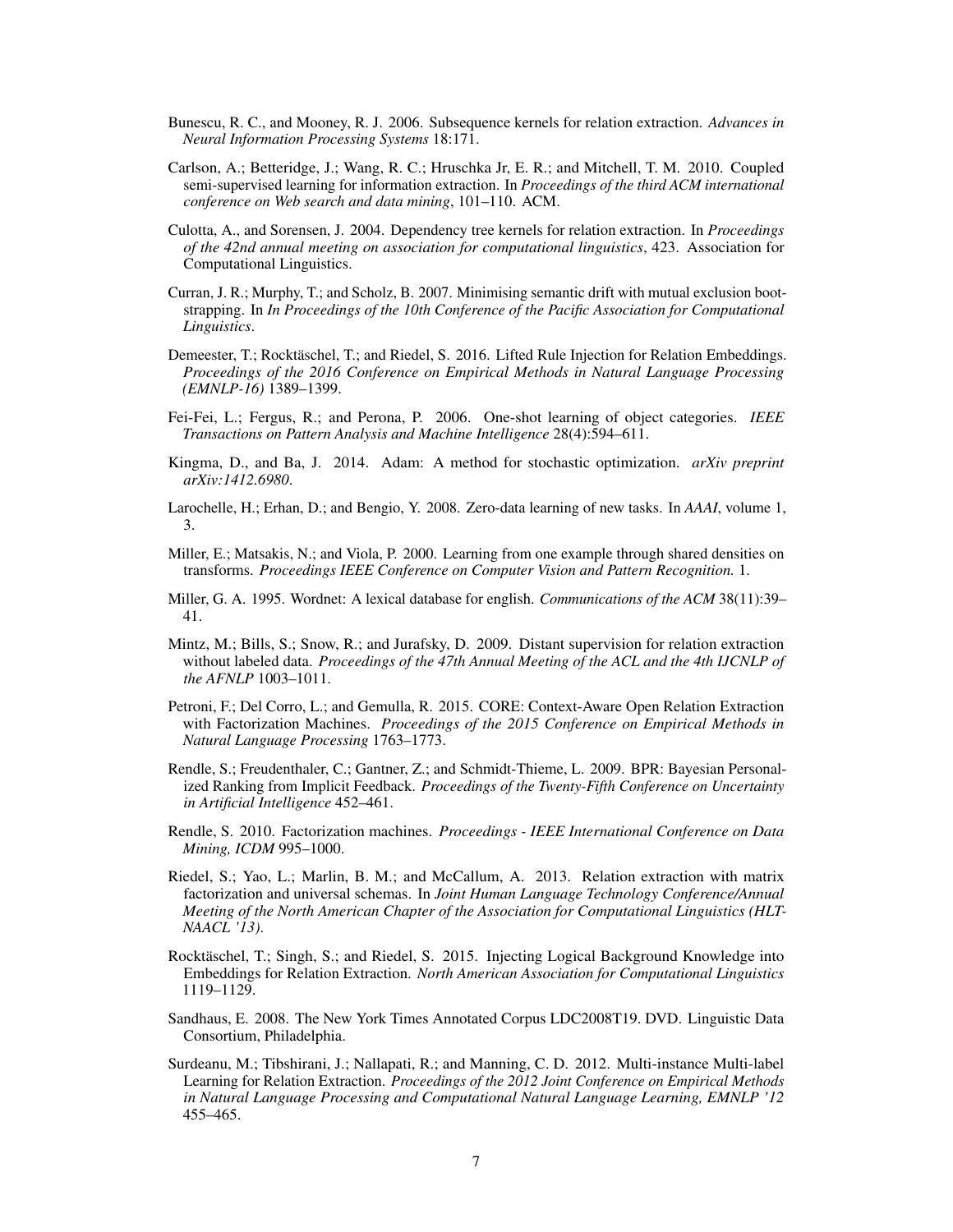Bunescu, R. C., and Mooney, R. J. 2006. Subsequence kernels for relation extraction. *Advances in Neural Information Processing Systems* 18:171.

Carlson, A.; Betteridge, J.; Wang, R. C.; Hruschka Jr, E. R.; and Mitchell, T. M. 2010. Coupled semi-supervised learning for information extraction. In *Proceedings of the third ACM international conference on Web search and data mining*, 101–110. ACM.

Culotta, A., and Sorensen, J. 2004. Dependency tree kernels for relation extraction. In *Proceedings of the 42nd annual meeting on association for computational linguistics*, 423. Association for Computational Linguistics.

Curran, J. R.; Murphy, T.; and Scholz, B. 2007. Minimising semantic drift with mutual exclusion bootstrapping. In *In Proceedings of the 10th Conference of the Pacific Association for Computational Linguistics*.

Demeester, T.; Rocktäschel, T.; and Riedel, S. 2016. Lifted Rule Injection for Relation Embeddings. *Proceedings of the 2016 Conference on Empirical Methods in Natural Language Processing (EMNLP-16)* 1389–1399.

Fei-Fei, L.; Fergus, R.; and Perona, P. 2006. One-shot learning of object categories. *IEEE Transactions on Pattern Analysis and Machine Intelligence* 28(4):594–611.

Kingma, D., and Ba, J. 2014. Adam: A method for stochastic optimization. *arXiv preprint arXiv:1412.6980*.

Larochelle, H.; Erhan, D.; and Bengio, Y. 2008. Zero-data learning of new tasks. In *AAAI*, volume 1, 3.

Miller, E.; Matsakis, N.; and Viola, P. 2000. Learning from one example through shared densities on transforms. *Proceedings IEEE Conference on Computer Vision and Pattern Recognition.* 1.

Miller, G. A. 1995. Wordnet: A lexical database for english. *Communications of the ACM* 38(11):39–41.

Mintz, M.; Bills, S.; Snow, R.; and Jurafsky, D. 2009. Distant supervision for relation extraction without labeled data. *Proceedings of the 47th Annual Meeting of the ACL and the 4th IJCNLP of the AFNLP* 1003–1011.

Petroni, F.; Del Corro, L.; and Gemulla, R. 2015. CORE: Context-Aware Open Relation Extraction with Factorization Machines. *Proceedings of the 2015 Conference on Empirical Methods in Natural Language Processing* 1763–1773.

Rendle, S.; Freudenthaler, C.; Gantner, Z.; and Schmidt-Thieme, L. 2009. BPR: Bayesian Personalized Ranking from Implicit Feedback. *Proceedings of the Twenty-Fifth Conference on Uncertainty in Artificial Intelligence* 452–461.

Rendle, S. 2010. Factorization machines. *Proceedings - IEEE International Conference on Data Mining, ICDM* 995–1000.

Riedel, S.; Yao, L.; Marlin, B. M.; and McCallum, A. 2013. Relation extraction with matrix factorization and universal schemas. In *Joint Human Language Technology Conference/Annual Meeting of the North American Chapter of the Association for Computational Linguistics (HLT-NAACL '13)*.

Rocktäschel, T.; Singh, S.; and Riedel, S. 2015. Injecting Logical Background Knowledge into Embeddings for Relation Extraction. *North American Association for Computational Linguistics* 1119–1129.

Sandhaus, E. 2008. The New York Times Annotated Corpus LDC2008T19. DVD. Linguistic Data Consortium, Philadelphia.

Surdeanu, M.; Tibshirani, J.; Nallapati, R.; and Manning, C. D. 2012. Multi-instance Multi-label Learning for Relation Extraction. *Proceedings of the 2012 Joint Conference on Empirical Methods in Natural Language Processing and Computational Natural Language Learning, EMNLP '12* 455–465.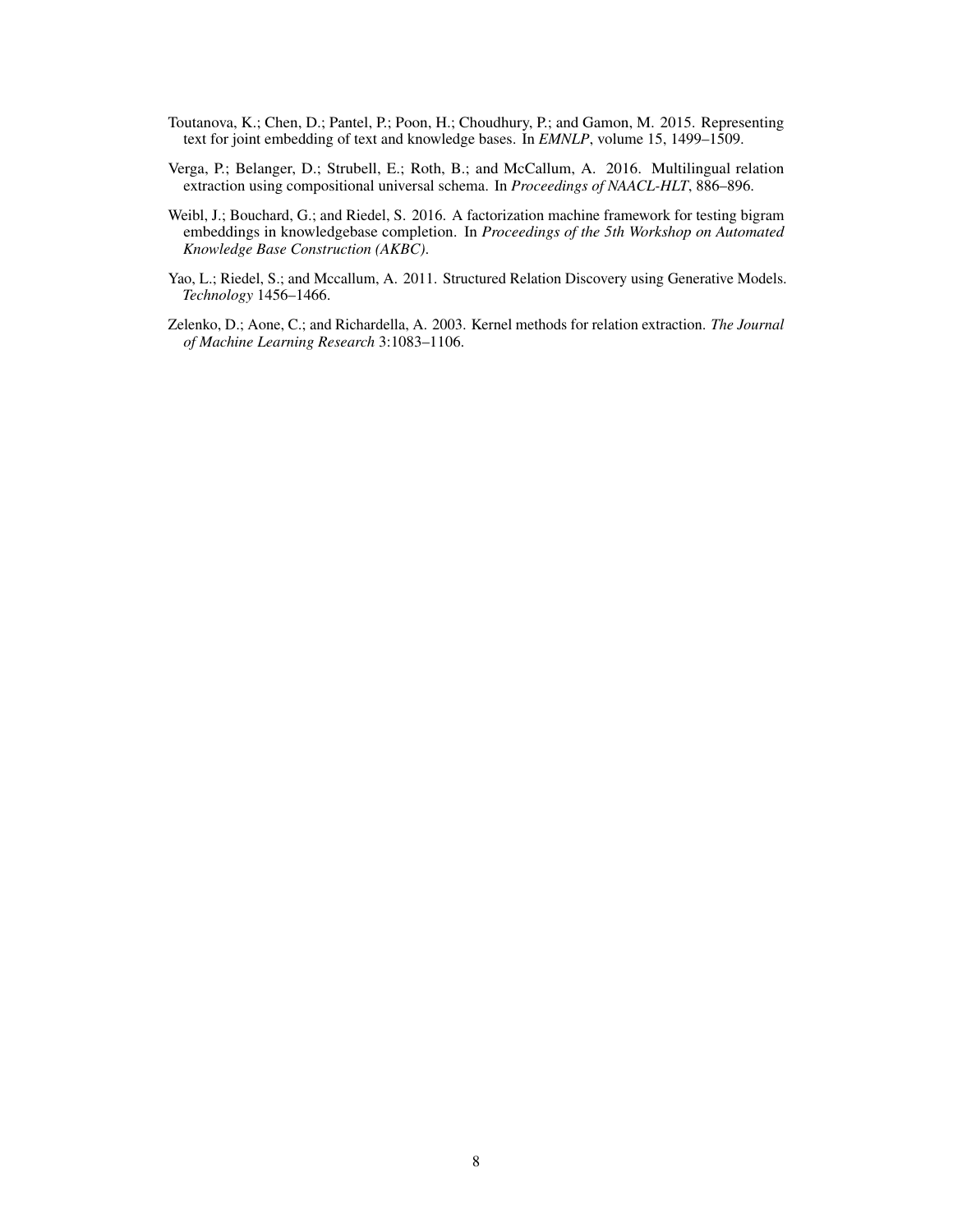Toutanova, K.; Chen, D.; Pantel, P.; Poon, H.; Choudhury, P.; and Gamon, M. 2015. Representing text for joint embedding of text and knowledge bases. In *EMNLP*, volume 15, 1499–1509.

Verga, P.; Belanger, D.; Strubell, E.; Roth, B.; and McCallum, A. 2016. Multilingual relation extraction using compositional universal schema. In *Proceedings of NAACL-HLT*, 886–896.

Weibl, J.; Bouchard, G.; and Riedel, S. 2016. A factorization machine framework for testing bigram embeddings in knowledgebase completion. In *Proceedings of the 5th Workshop on Automated Knowledge Base Construction (AKBC)*.

Yao, L.; Riedel, S.; and Mccallum, A. 2011. Structured Relation Discovery using Generative Models. *Technology* 1456–1466.

Zelenko, D.; Aone, C.; and Richardella, A. 2003. Kernel methods for relation extraction. *The Journal of Machine Learning Research* 3:1083–1106.